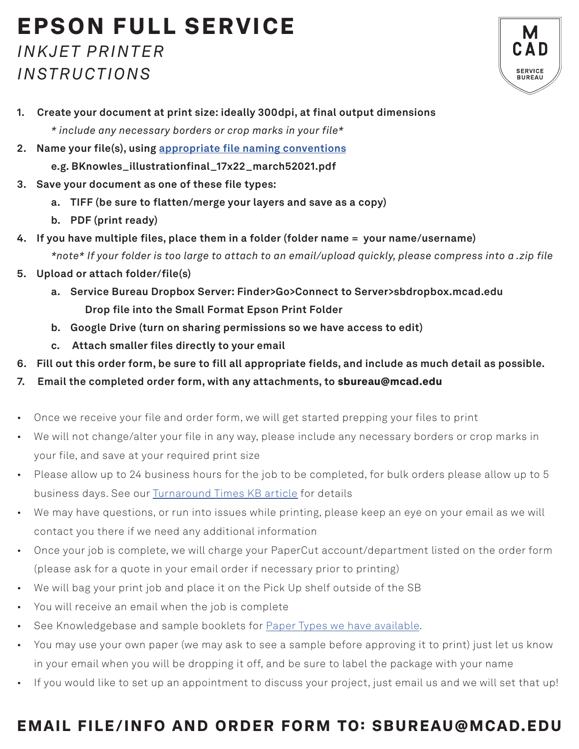# EPSON FULL SERVICE

*INKJET PRINTER INSTRUCTIONS*

M CAD SERVICE BUREAU

1. **Create your document at print size: ideally 300dpi, at final output dimensions**
   *\* include any necessary borders or crop marks in your file\**
2. **Name your file(s), using [appropriate file naming conventions](#)**
   **e.g. BKnowles_illustrationfinal_17x22_march52021.pdf**
3. **Save your document as one of these file types:**
   a. **TIFF (be sure to flatten/merge your layers and save as a copy)**
   b. **PDF (print ready)**
4. **If you have multiple files, place them in a folder (folder name = your name/username)**
   *\*note\* If your folder is too large to attach to an email/upload quickly, please compress into a .zip file*
5. **Upload or attach folder/file(s)**
   a. **Service Bureau Dropbox Server: Finder>Go>Connect to Server>sbdropbox.mcad.edu**
      **Drop file into the Small Format Epson Print Folder**
   b. **Google Drive (turn on sharing permissions so we have access to edit)**
   c. **Attach smaller files directly to your email**
6. **Fill out this order form, be sure to fill all appropriate fields, and include as much detail as possible.**
7. **Email the completed order form, with any attachments, to sbureau@mcad.edu**

- Once we receive your file and order form, we will get started prepping your files to print
- We will not change/alter your file in any way, please include any necessary borders or crop marks in your file, and save at your required print size
- Please allow up to 24 business hours for the job to be completed, for bulk orders please allow up to 5 business days. See our [Turnaround Times KB article](#) for details
- We may have questions, or run into issues while printing, please keep an eye on your email as we will contact you there if we need any additional information
- Once your job is complete, we will charge your PaperCut account/department listed on the order form (please ask for a quote in your email order if necessary prior to printing)
- We will bag your print job and place it on the Pick Up shelf outside of the SB
- You will receive an email when the job is complete
- See Knowledgebase and sample booklets for [Paper Types we have available](#).
- You may use your own paper (we may ask to see a sample before approving it to print) just let us know in your email when you will be dropping it off, and be sure to label the package with your name
- If you would like to set up an appointment to discuss your project, just email us and we will set that up!

## EMAIL FILE/INFO AND ORDER FORM TO: SBUREAU@MCAD.EDU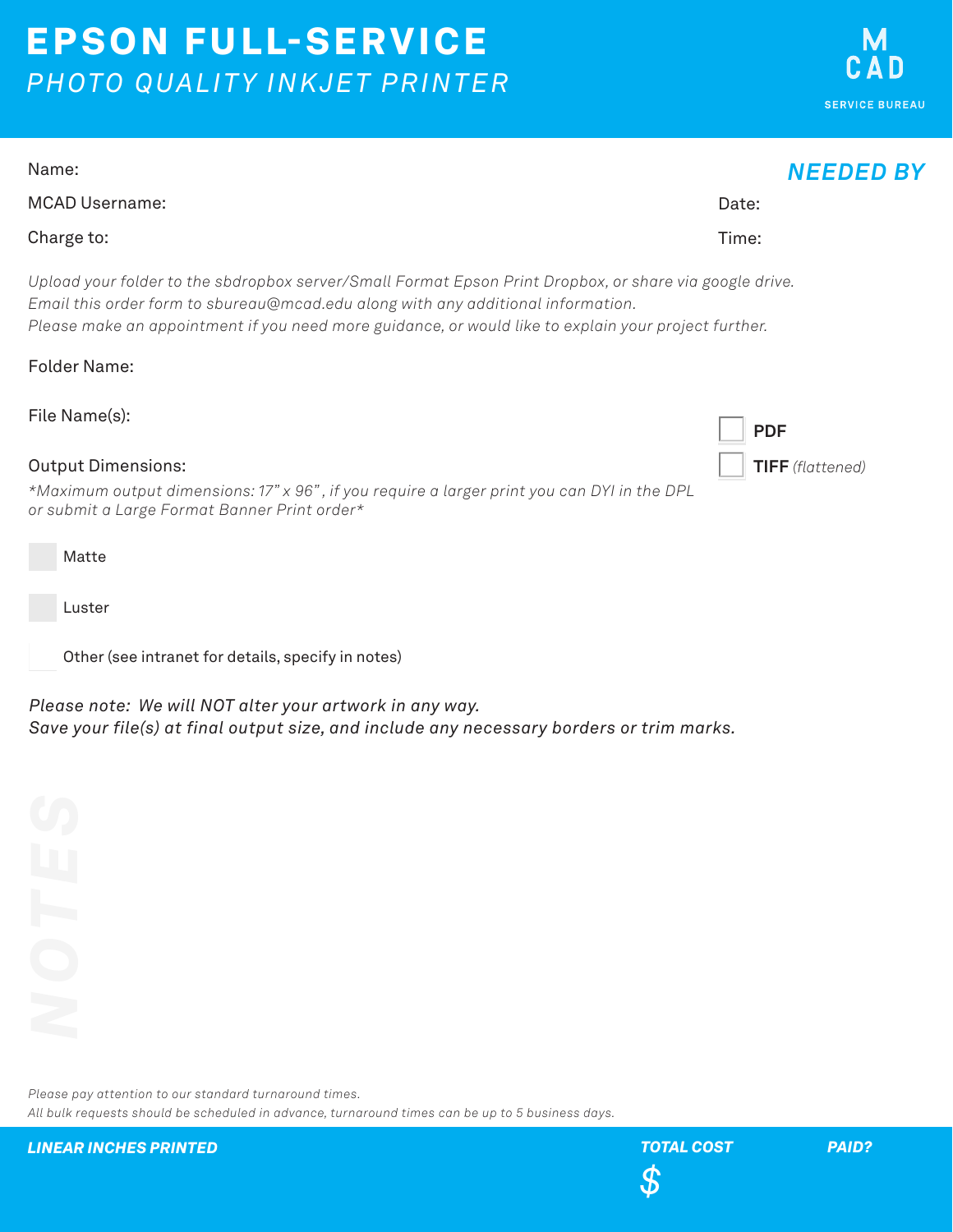# EPSON FULL-SERVICE

*PHOTO QUALITY INKJET PRINTER*

M
CAD
SERVICE BUREAU

Name:

MCAD Username:

Charge to:

***NEEDED BY***

Date:

Time:

*Upload your folder to the sbdropbox server/Small Format Epson Print Dropbox, or share via google drive.*
*Email this order form to sbureau@mcad.edu along with any additional information.*
*Please make an appointment if you need more guidance, or would like to explain your project further.*

Folder Name:

File Name(s):

- [ ] **PDF**
- [ ] **TIFF** *(flattened)*

Output Dimensions:

*\*Maximum output dimensions: 17" x 96", if you require a larger print you can DYI in the DPL or submit a Large Format Banner Print order\**

- [ ] Matte
- [ ] Luster
- [ ] Other (see intranet for details, specify in notes)

*Please note: We will NOT alter your artwork in any way.*
*Save your file(s) at final output size, and include any necessary borders or trim marks.*

NOTES

*Please pay attention to our standard turnaround times.*
*All bulk requests should be scheduled in advance, turnaround times can be up to 5 business days.*

| ***LINEAR INCHES PRINTED*** | ***TOTAL COST*** | ***PAID?*** |
| --- | --- | --- |
| | $ | |